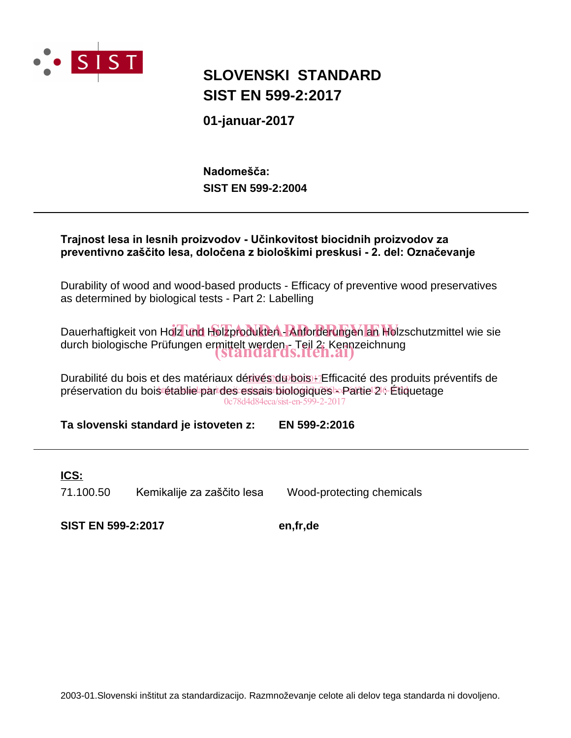# SLOVENSKI STANDARD
# SIST EN 599-2:2017

**01-januar-2017**

**Nadomešča:**
**SIST EN 599-2:2004**

---

**Trajnost lesa in lesnih proizvodov - Učinkovitost biocidnih proizvodov za preventivno zaščito lesa, določena z biološkimi preskusi - 2. del: Označevanje**

Durability of wood and wood-based products - Efficacy of preventive wood preservatives as determined by biological tests - Part 2: Labelling

Dauerhaftigkeit von Holz und Holzprodukten - Anforderungen an Holzschutzmittel wie sie durch biologische Prüfungen ermittelt werden - Teil 2: Kennzeichnung

Durabilité du bois et des matériaux dérivés du bois - Efficacité des produits préventifs de préservation du bois établie par des essais biologiques - Partie 2 : Étiquetage

**Ta slovenski standard je istoveten z: EN 599-2:2016**

---

**ICS:**

| | | |
|---|---|---|
| 71.100.50 | Kemikalije za zaščito lesa | Wood-protecting chemicals |

**SIST EN 599-2:2017** **en,fr,de**

2003-01.Slovenski inštitut za standardizacijo. Razmnoževanje celote ali delov tega standarda ni dovoljeno.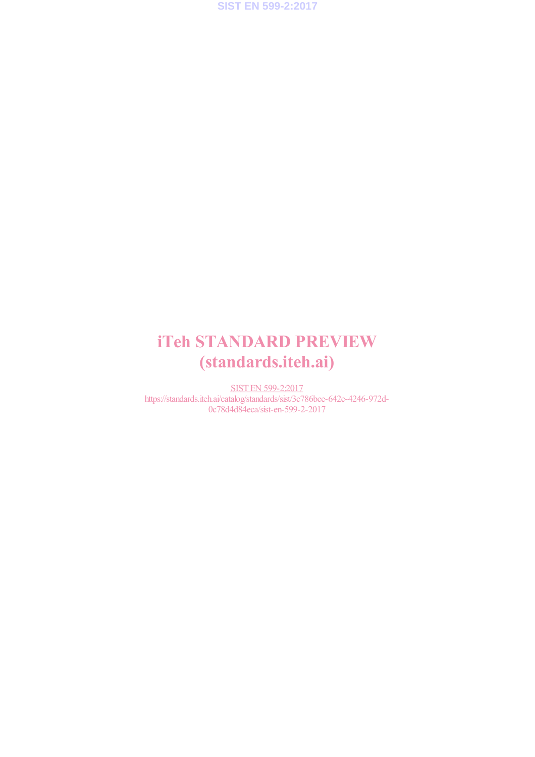# iTeh STANDARD PREVIEW
# (standards.iteh.ai)

SIST EN 599-2:2017
https://standards.iteh.ai/catalog/standards/sist/3c786bce-642c-4246-972d-0c78d4d84eca/sist-en-599-2-2017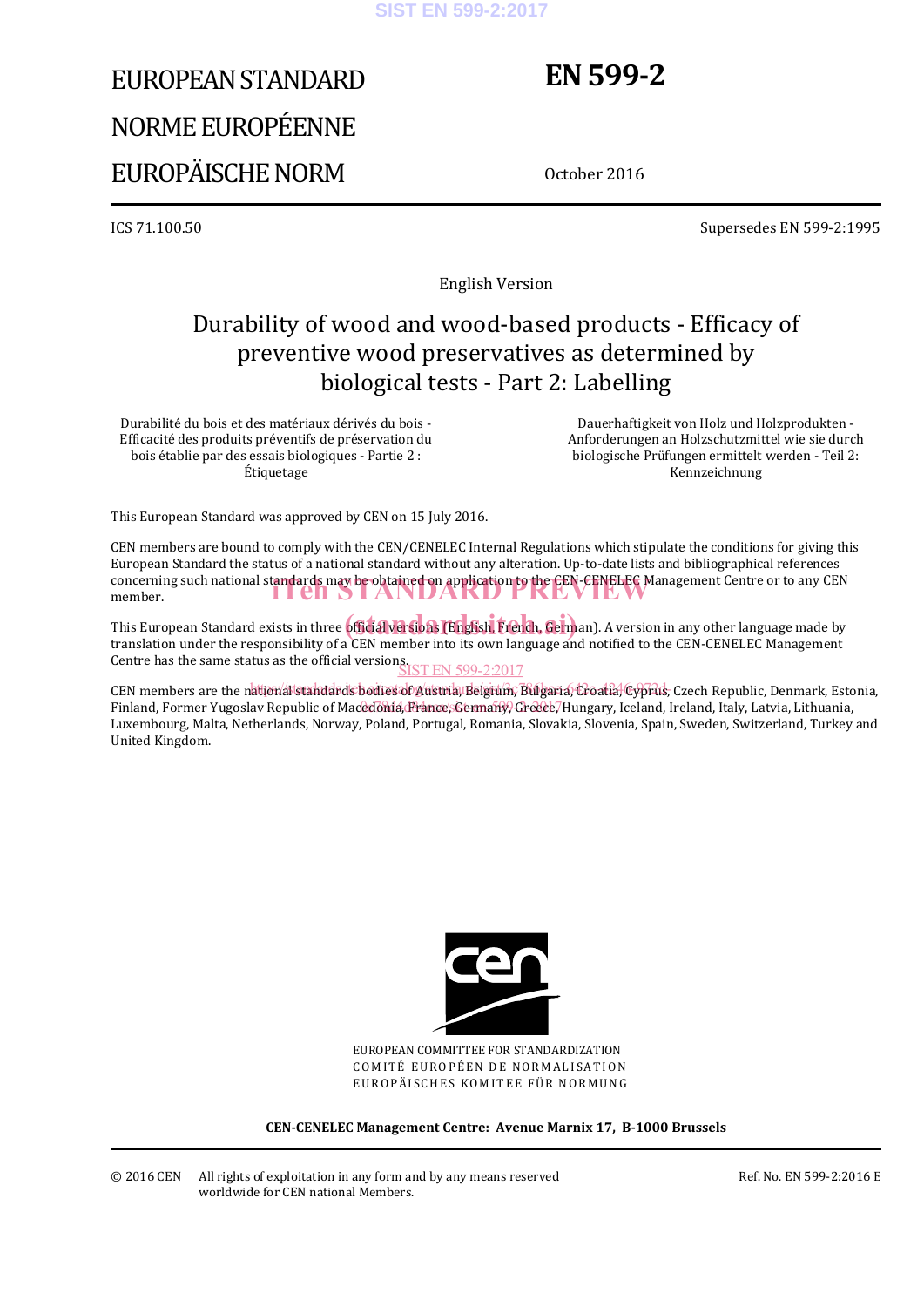# EUROPEAN STANDARD
# NORME EUROPÉENNE
# EUROPÄISCHE NORM

# EN 599-2

October 2016

ICS 71.100.50

Supersedes EN 599-2:1995

English Version

## Durability of wood and wood-based products - Efficacy of preventive wood preservatives as determined by biological tests - Part 2: Labelling

Durabilité du bois et des matériaux dérivés du bois - Efficacité des produits préventifs de préservation du bois établie par des essais biologiques - Partie 2 : Étiquetage

Dauerhaftigkeit von Holz und Holzprodukten - Anforderungen an Holzschutzmittel wie sie durch biologische Prüfungen ermittelt werden - Teil 2: Kennzeichnung

This European Standard was approved by CEN on 15 July 2016.

CEN members are bound to comply with the CEN/CENELEC Internal Regulations which stipulate the conditions for giving this European Standard the status of a national standard without any alteration. Up-to-date lists and bibliographical references concerning such national standards may be obtained on application to the CEN-CENELEC Management Centre or to any CEN member.

This European Standard exists in three official versions (English, French, German). A version in any other language made by translation under the responsibility of a CEN member into its own language and notified to the CEN-CENELEC Management Centre has the same status as the official versions.

CEN members are the national standards bodies of Austria, Belgium, Bulgaria, Croatia, Cyprus, Czech Republic, Denmark, Estonia, Finland, Former Yugoslav Republic of Macedonia, France, Germany, Greece, Hungary, Iceland, Ireland, Italy, Latvia, Lithuania, Luxembourg, Malta, Netherlands, Norway, Poland, Portugal, Romania, Slovakia, Slovenia, Spain, Sweden, Switzerland, Turkey and United Kingdom.

EUROPEAN COMMITTEE FOR STANDARDIZATION
COMITÉ EUROPÉEN DE NORMALISATION
EUROPÄISCHES KOMITEE FÜR NORMUNG

**CEN-CENELEC Management Centre: Avenue Marnix 17, B-1000 Brussels**

© 2016 CEN All rights of exploitation in any form and by any means reserved worldwide for CEN national Members.

Ref. No. EN 599-2:2016 E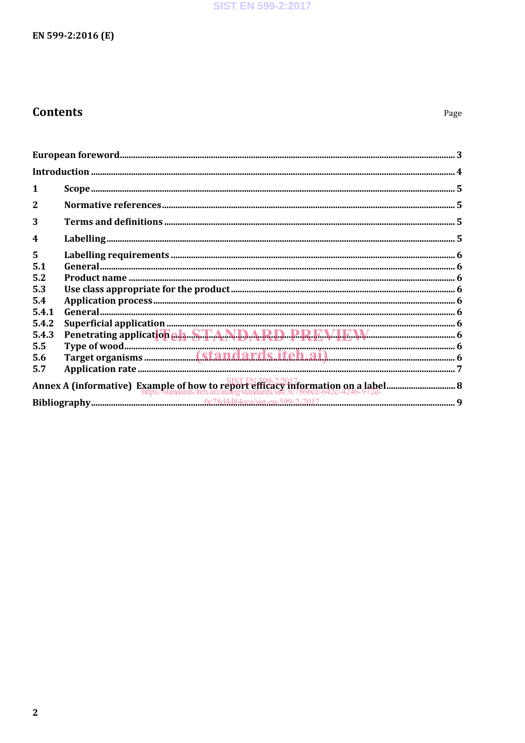# Contents

Page

| | | |
|---|---|---|
| European foreword | | 3 |
| Introduction | | 4 |
| 1 | Scope | 5 |
| 2 | Normative references | 5 |
| 3 | Terms and definitions | 5 |
| 4 | Labelling | 5 |
| 5 | Labelling requirements | 6 |
| 5.1 | General | 6 |
| 5.2 | Product name | 6 |
| 5.3 | Use class appropriate for the product | 6 |
| 5.4 | Application process | 6 |
| 5.4.1 | General | 6 |
| 5.4.2 | Superficial application | 6 |
| 5.4.3 | Penetrating application | 6 |
| 5.5 | Type of wood | 6 |
| 5.6 | Target organisms | 6 |
| 5.7 | Application rate | 7 |
| Annex A (informative) | Example of how to report efficacy information on a label | 8 |
| Bibliography | | 9 |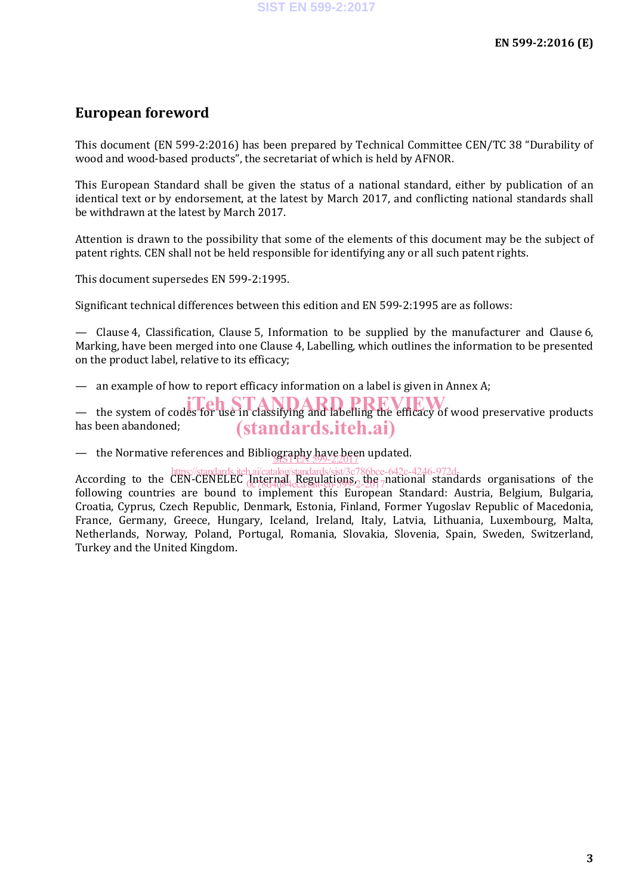## European foreword

This document (EN 599-2:2016) has been prepared by Technical Committee CEN/TC 38 "Durability of wood and wood-based products", the secretariat of which is held by AFNOR.

This European Standard shall be given the status of a national standard, either by publication of an identical text or by endorsement, at the latest by March 2017, and conflicting national standards shall be withdrawn at the latest by March 2017.

Attention is drawn to the possibility that some of the elements of this document may be the subject of patent rights. CEN shall not be held responsible for identifying any or all such patent rights.

This document supersedes EN 599-2:1995.

Significant technical differences between this edition and EN 599-2:1995 are as follows:

— Clause 4, Classification, Clause 5, Information to be supplied by the manufacturer and Clause 6, Marking, have been merged into one Clause 4, Labelling, which outlines the information to be presented on the product label, relative to its efficacy;

— an example of how to report efficacy information on a label is given in Annex A;

— the system of codes for use in classifying and labelling the efficacy of wood preservative products has been abandoned;

— the Normative references and Bibliography have been updated.

According to the CEN-CENELEC Internal Regulations, the national standards organisations of the following countries are bound to implement this European Standard: Austria, Belgium, Bulgaria, Croatia, Cyprus, Czech Republic, Denmark, Estonia, Finland, Former Yugoslav Republic of Macedonia, France, Germany, Greece, Hungary, Iceland, Ireland, Italy, Latvia, Lithuania, Luxembourg, Malta, Netherlands, Norway, Poland, Portugal, Romania, Slovakia, Slovenia, Spain, Sweden, Switzerland, Turkey and the United Kingdom.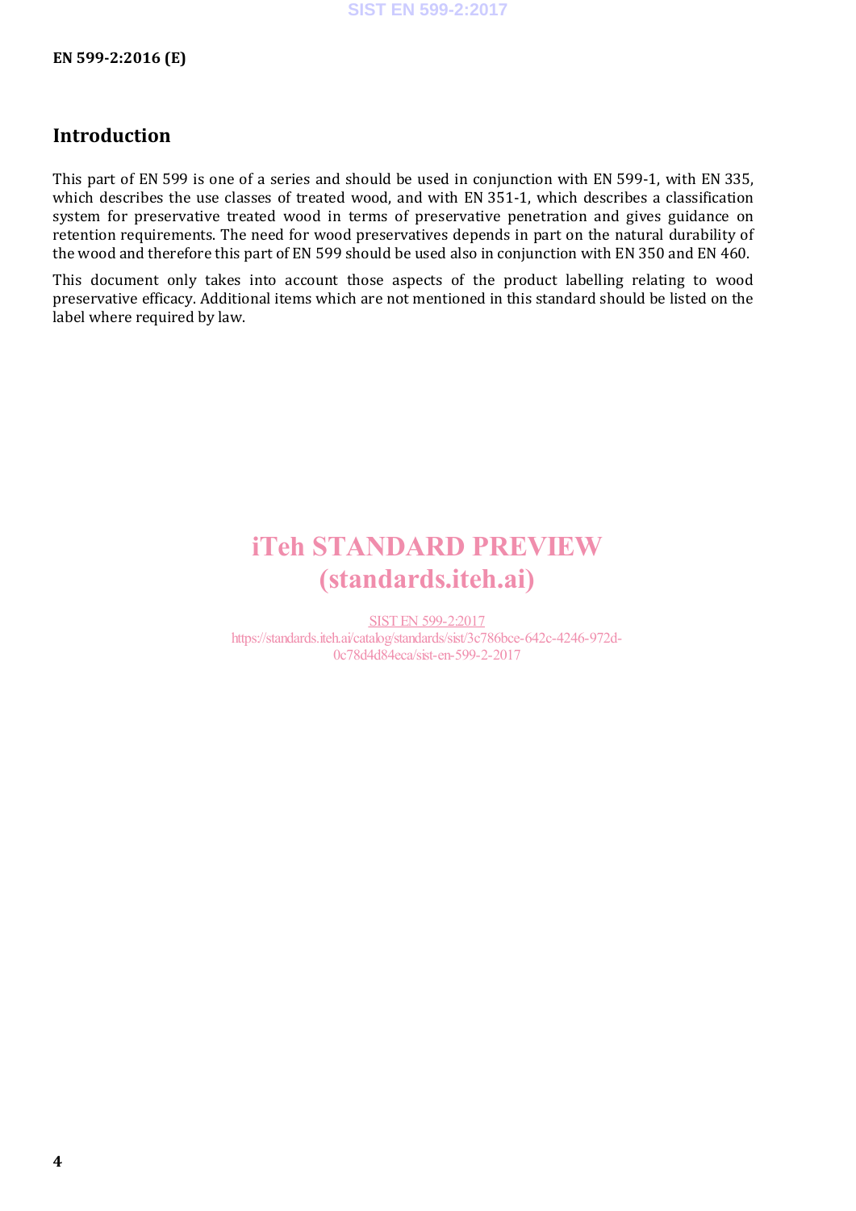## Introduction

This part of EN 599 is one of a series and should be used in conjunction with EN 599-1, with EN 335, which describes the use classes of treated wood, and with EN 351-1, which describes a classification system for preservative treated wood in terms of preservative penetration and gives guidance on retention requirements. The need for wood preservatives depends in part on the natural durability of the wood and therefore this part of EN 599 should be used also in conjunction with EN 350 and EN 460.

This document only takes into account those aspects of the product labelling relating to wood preservative efficacy. Additional items which are not mentioned in this standard should be listed on the label where required by law.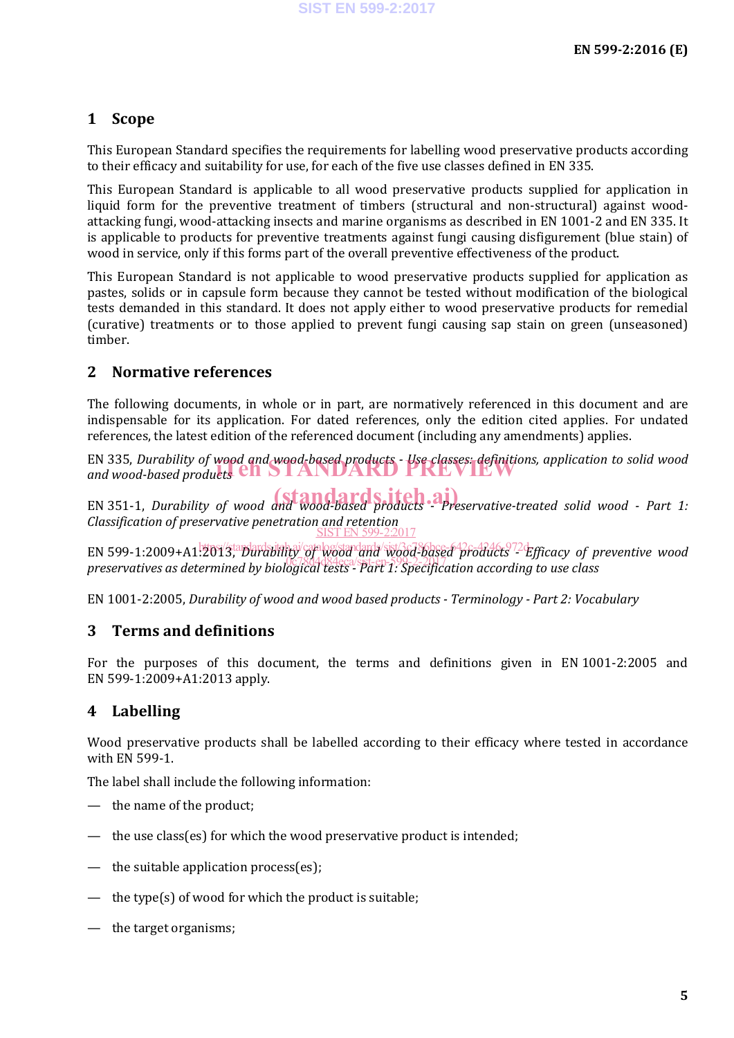## 1 Scope

This European Standard specifies the requirements for labelling wood preservative products according to their efficacy and suitability for use, for each of the five use classes defined in EN 335.

This European Standard is applicable to all wood preservative products supplied for application in liquid form for the preventive treatment of timbers (structural and non-structural) against wood-attacking fungi, wood-attacking insects and marine organisms as described in EN 1001-2 and EN 335. It is applicable to products for preventive treatments against fungi causing disfigurement (blue stain) of wood in service, only if this forms part of the overall preventive effectiveness of the product.

This European Standard is not applicable to wood preservative products supplied for application as pastes, solids or in capsule form because they cannot be tested without modification of the biological tests demanded in this standard. It does not apply either to wood preservative products for remedial (curative) treatments or to those applied to prevent fungi causing sap stain on green (unseasoned) timber.

## 2 Normative references

The following documents, in whole or in part, are normatively referenced in this document and are indispensable for its application. For dated references, only the edition cited applies. For undated references, the latest edition of the referenced document (including any amendments) applies.

EN 335, *Durability of wood and wood-based products - Use classes: definitions, application to solid wood and wood-based products*

EN 351-1, *Durability of wood and wood-based products - Preservative-treated solid wood - Part 1: Classification of preservative penetration and retention*

EN 599-1:2009+A1:2013, *Durability of wood and wood-based products - Efficacy of preventive wood preservatives as determined by biological tests - Part 1: Specification according to use class*

EN 1001-2:2005, *Durability of wood and wood based products - Terminology - Part 2: Vocabulary*

## 3 Terms and definitions

For the purposes of this document, the terms and definitions given in EN 1001-2:2005 and EN 599-1:2009+A1:2013 apply.

## 4 Labelling

Wood preservative products shall be labelled according to their efficacy where tested in accordance with EN 599-1.

The label shall include the following information:

- the name of the product;
- the use class(es) for which the wood preservative product is intended;
- the suitable application process(es);
- the type(s) of wood for which the product is suitable;
- the target organisms;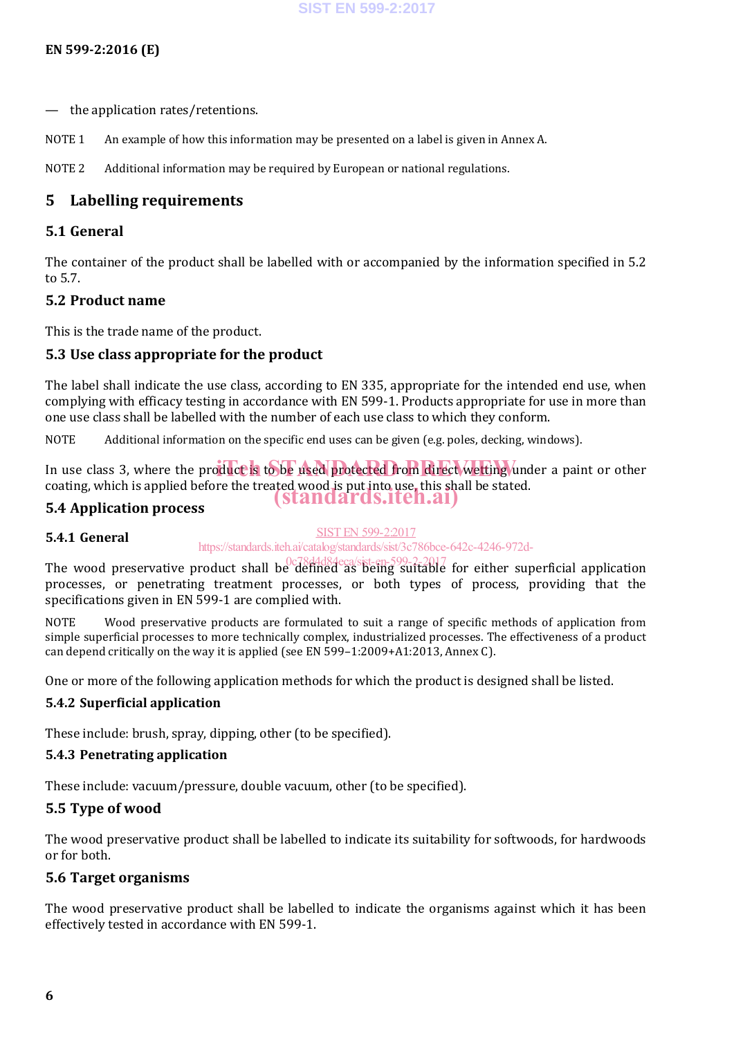— the application rates/retentions.

NOTE 1 An example of how this information may be presented on a label is given in Annex A.

NOTE 2 Additional information may be required by European or national regulations.

# 5 Labelling requirements

## 5.1 General

The container of the product shall be labelled with or accompanied by the information specified in 5.2 to 5.7.

## 5.2 Product name

This is the trade name of the product.

## 5.3 Use class appropriate for the product

The label shall indicate the use class, according to EN 335, appropriate for the intended end use, when complying with efficacy testing in accordance with EN 599-1. Products appropriate for use in more than one use class shall be labelled with the number of each use class to which they conform.

NOTE Additional information on the specific end uses can be given (e.g. poles, decking, windows).

In use class 3, where the product is to be used protected from direct wetting under a paint or other coating, which is applied before the treated wood is put into use, this shall be stated.

## 5.4 Application process

### 5.4.1 General

The wood preservative product shall be defined as being suitable for either superficial application processes, or penetrating treatment processes, or both types of process, providing that the specifications given in EN 599-1 are complied with.

NOTE Wood preservative products are formulated to suit a range of specific methods of application from simple superficial processes to more technically complex, industrialized processes. The effectiveness of a product can depend critically on the way it is applied (see EN 599–1:2009+A1:2013, Annex C).

One or more of the following application methods for which the product is designed shall be listed.

### 5.4.2 Superficial application

These include: brush, spray, dipping, other (to be specified).

### 5.4.3 Penetrating application

These include: vacuum/pressure, double vacuum, other (to be specified).

## 5.5 Type of wood

The wood preservative product shall be labelled to indicate its suitability for softwoods, for hardwoods or for both.

## 5.6 Target organisms

The wood preservative product shall be labelled to indicate the organisms against which it has been effectively tested in accordance with EN 599-1.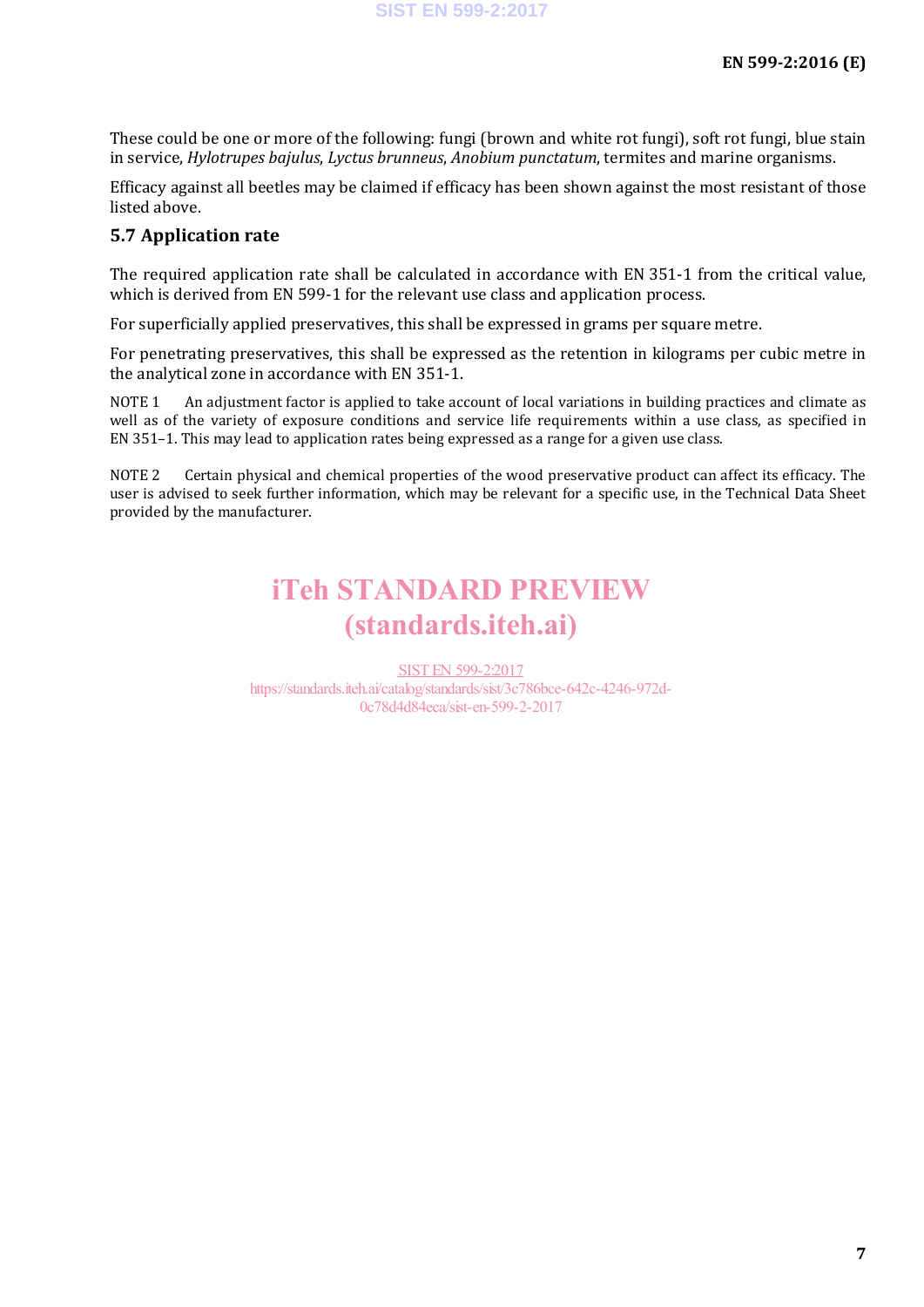These could be one or more of the following: fungi (brown and white rot fungi), soft rot fungi, blue stain in service, *Hylotrupes bajulus*, *Lyctus brunneus*, *Anobium punctatum*, termites and marine organisms.

Efficacy against all beetles may be claimed if efficacy has been shown against the most resistant of those listed above.

### 5.7 Application rate

The required application rate shall be calculated in accordance with EN 351-1 from the critical value, which is derived from EN 599-1 for the relevant use class and application process.

For superficially applied preservatives, this shall be expressed in grams per square metre.

For penetrating preservatives, this shall be expressed as the retention in kilograms per cubic metre in the analytical zone in accordance with EN 351-1.

NOTE 1 An adjustment factor is applied to take account of local variations in building practices and climate as well as of the variety of exposure conditions and service life requirements within a use class, as specified in EN 351–1. This may lead to application rates being expressed as a range for a given use class.

NOTE 2 Certain physical and chemical properties of the wood preservative product can affect its efficacy. The user is advised to seek further information, which may be relevant for a specific use, in the Technical Data Sheet provided by the manufacturer.